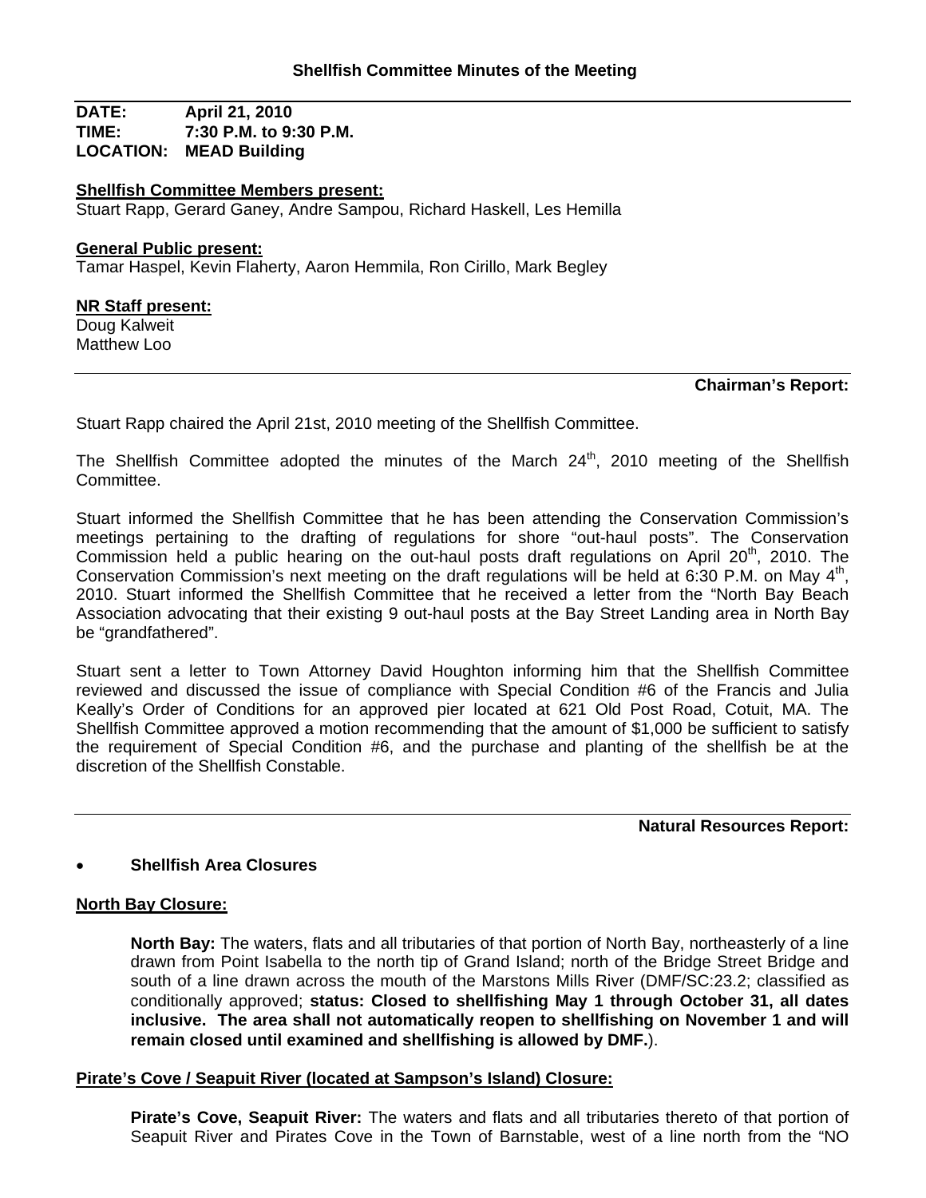# Shellfish Committee Minutes of the Meeting

**DATE:** April 21, 2010
**TIME:** 7:30 P.M. to 9:30 P.M.
**LOCATION:** MEAD Building

**Shellfish Committee Members present:**
Stuart Rapp, Gerard Ganey, Andre Sampou, Richard Haskell, Les Hemilla

**General Public present:**
Tamar Haspel, Kevin Flaherty, Aaron Hemmila, Ron Cirillo, Mark Begley

**NR Staff present:**
Doug Kalweit
Matthew Loo

---

**Chairman's Report:**

Stuart Rapp chaired the April 21st, 2010 meeting of the Shellfish Committee.

The Shellfish Committee adopted the minutes of the March 24th, 2010 meeting of the Shellfish Committee.

Stuart informed the Shellfish Committee that he has been attending the Conservation Commission's meetings pertaining to the drafting of regulations for shore "out-haul posts". The Conservation Commission held a public hearing on the out-haul posts draft regulations on April 20th, 2010. The Conservation Commission's next meeting on the draft regulations will be held at 6:30 P.M. on May 4th, 2010. Stuart informed the Shellfish Committee that he received a letter from the "North Bay Beach Association advocating that their existing 9 out-haul posts at the Bay Street Landing area in North Bay be "grandfathered".

Stuart sent a letter to Town Attorney David Houghton informing him that the Shellfish Committee reviewed and discussed the issue of compliance with Special Condition #6 of the Francis and Julia Keally's Order of Conditions for an approved pier located at 621 Old Post Road, Cotuit, MA. The Shellfish Committee approved a motion recommending that the amount of $1,000 be sufficient to satisfy the requirement of Special Condition #6, and the purchase and planting of the shellfish be at the discretion of the Shellfish Constable.

---

**Natural Resources Report:**

- **Shellfish Area Closures**

**North Bay Closure:**

**North Bay:** The waters, flats and all tributaries of that portion of North Bay, northeasterly of a line drawn from Point Isabella to the north tip of Grand Island; north of the Bridge Street Bridge and south of a line drawn across the mouth of the Marstons Mills River (DMF/SC:23.2; classified as conditionally approved; **status: Closed to shellfishing May 1 through October 31, all dates inclusive. The area shall not automatically reopen to shellfishing on November 1 and will remain closed until examined and shellfishing is allowed by DMF.**).

**Pirate's Cove / Seapuit River (located at Sampson's Island) Closure:**

**Pirate's Cove, Seapuit River:** The waters and flats and all tributaries thereto of that portion of Seapuit River and Pirates Cove in the Town of Barnstable, west of a line north from the "NO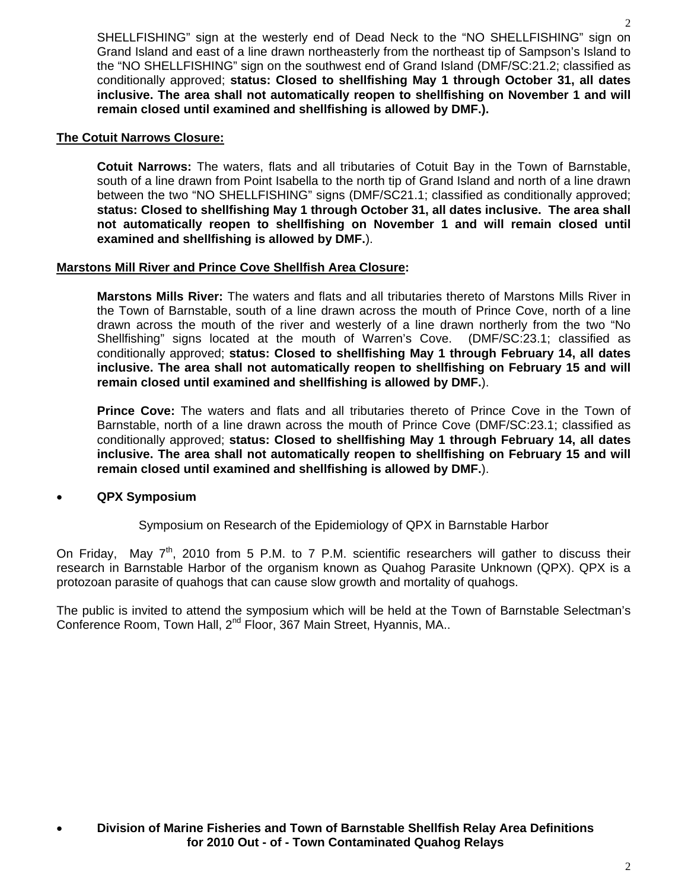SHELLFISHING" sign at the westerly end of Dead Neck to the "NO SHELLFISHING" sign on Grand Island and east of a line drawn northeasterly from the northeast tip of Sampson's Island to the "NO SHELLFISHING" sign on the southwest end of Grand Island (DMF/SC:21.2; classified as conditionally approved; **status: Closed to shellfishing May 1 through October 31, all dates inclusive. The area shall not automatically reopen to shellfishing on November 1 and will remain closed until examined and shellfishing is allowed by DMF.).**

**The Cotuit Narrows Closure:**

**Cotuit Narrows:** The waters, flats and all tributaries of Cotuit Bay in the Town of Barnstable, south of a line drawn from Point Isabella to the north tip of Grand Island and north of a line drawn between the two "NO SHELLFISHING" signs (DMF/SC21.1; classified as conditionally approved; **status: Closed to shellfishing May 1 through October 31, all dates inclusive. The area shall not automatically reopen to shellfishing on November 1 and will remain closed until examined and shellfishing is allowed by DMF.**).

**Marstons Mill River and Prince Cove Shellfish Area Closure:**

**Marstons Mills River:** The waters and flats and all tributaries thereto of Marstons Mills River in the Town of Barnstable, south of a line drawn across the mouth of Prince Cove, north of a line drawn across the mouth of the river and westerly of a line drawn northerly from the two "No Shellfishing" signs located at the mouth of Warren's Cove. (DMF/SC:23.1; classified as conditionally approved; **status: Closed to shellfishing May 1 through February 14, all dates inclusive. The area shall not automatically reopen to shellfishing on February 15 and will remain closed until examined and shellfishing is allowed by DMF.**).

**Prince Cove:** The waters and flats and all tributaries thereto of Prince Cove in the Town of Barnstable, north of a line drawn across the mouth of Prince Cove (DMF/SC:23.1; classified as conditionally approved; **status: Closed to shellfishing May 1 through February 14, all dates inclusive. The area shall not automatically reopen to shellfishing on February 15 and will remain closed until examined and shellfishing is allowed by DMF.**).

- **QPX Symposium**

Symposium on Research of the Epidemiology of QPX in Barnstable Harbor

On Friday, May 7th, 2010 from 5 P.M. to 7 P.M. scientific researchers will gather to discuss their research in Barnstable Harbor of the organism known as Quahog Parasite Unknown (QPX). QPX is a protozoan parasite of quahogs that can cause slow growth and mortality of quahogs.

The public is invited to attend the symposium which will be held at the Town of Barnstable Selectman's Conference Room, Town Hall, 2nd Floor, 367 Main Street, Hyannis, MA..

- **Division of Marine Fisheries and Town of Barnstable Shellfish Relay Area Definitions for 2010 Out - of - Town Contaminated Quahog Relays**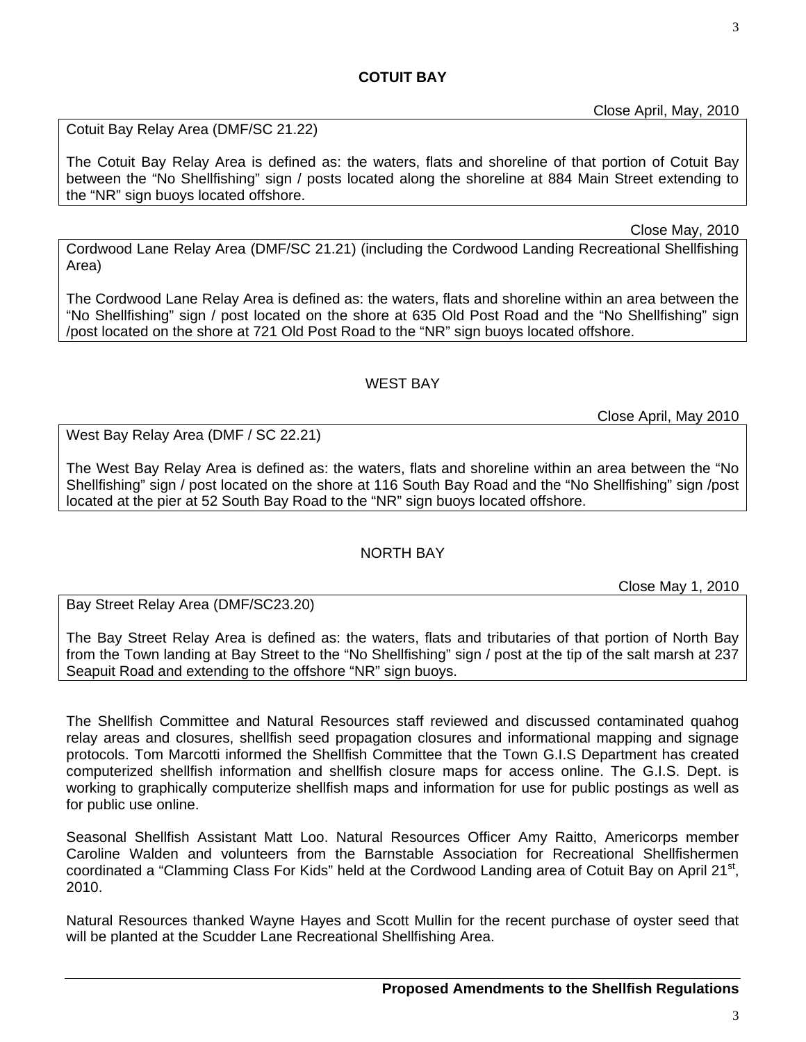## COTUIT BAY

Close April, May, 2010

Cotuit Bay Relay Area (DMF/SC 21.22)

The Cotuit Bay Relay Area is defined as: the waters, flats and shoreline of that portion of Cotuit Bay between the “No Shellfishing” sign / posts located along the shoreline at 884 Main Street extending to the “NR” sign buoys located offshore.

Close May, 2010

Cordwood Lane Relay Area (DMF/SC 21.21) (including the Cordwood Landing Recreational Shellfishing Area)

The Cordwood Lane Relay Area is defined as: the waters, flats and shoreline within an area between the “No Shellfishing” sign / post located on the shore at 635 Old Post Road and the “No Shellfishing” sign /post located on the shore at 721 Old Post Road to the “NR” sign buoys located offshore.

## WEST BAY

Close April, May 2010

West Bay Relay Area (DMF / SC 22.21)

The West Bay Relay Area is defined as: the waters, flats and shoreline within an area between the “No Shellfishing” sign / post located on the shore at 116 South Bay Road and the “No Shellfishing” sign /post located at the pier at 52 South Bay Road to the “NR” sign buoys located offshore.

## NORTH BAY

Close May 1, 2010

Bay Street Relay Area (DMF/SC23.20)

The Bay Street Relay Area is defined as: the waters, flats and tributaries of that portion of North Bay from the Town landing at Bay Street to the “No Shellfishing” sign / post at the tip of the salt marsh at 237 Seapuit Road and extending to the offshore “NR” sign buoys.

The Shellfish Committee and Natural Resources staff reviewed and discussed contaminated quahog relay areas and closures, shellfish seed propagation closures and informational mapping and signage protocols. Tom Marcotti informed the Shellfish Committee that the Town G.I.S Department has created computerized shellfish information and shellfish closure maps for access online. The G.I.S. Dept. is working to graphically computerize shellfish maps and information for use for public postings as well as for public use online.

Seasonal Shellfish Assistant Matt Loo. Natural Resources Officer Amy Raitto, Americorps member Caroline Walden and volunteers from the Barnstable Association for Recreational Shellfishermen coordinated a “Clamming Class For Kids” held at the Cordwood Landing area of Cotuit Bay on April 21st, 2010.

Natural Resources thanked Wayne Hayes and Scott Mullin for the recent purchase of oyster seed that will be planted at the Scudder Lane Recreational Shellfishing Area.

## Proposed Amendments to the Shellfish Regulations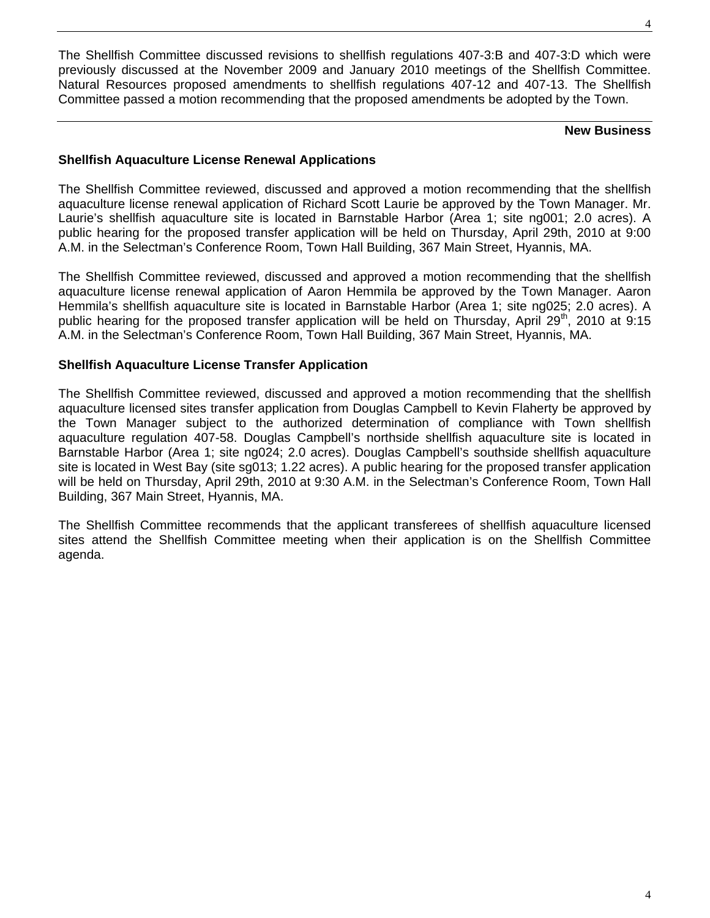The Shellfish Committee discussed revisions to shellfish regulations 407-3:B and 407-3:D which were previously discussed at the November 2009 and January 2010 meetings of the Shellfish Committee. Natural Resources proposed amendments to shellfish regulations 407-12 and 407-13. The Shellfish Committee passed a motion recommending that the proposed amendments be adopted by the Town.

## New Business

### Shellfish Aquaculture License Renewal Applications

The Shellfish Committee reviewed, discussed and approved a motion recommending that the shellfish aquaculture license renewal application of Richard Scott Laurie be approved by the Town Manager. Mr. Laurie's shellfish aquaculture site is located in Barnstable Harbor (Area 1; site ng001; 2.0 acres). A public hearing for the proposed transfer application will be held on Thursday, April 29th, 2010 at 9:00 A.M. in the Selectman's Conference Room, Town Hall Building, 367 Main Street, Hyannis, MA.

The Shellfish Committee reviewed, discussed and approved a motion recommending that the shellfish aquaculture license renewal application of Aaron Hemmila be approved by the Town Manager. Aaron Hemmila's shellfish aquaculture site is located in Barnstable Harbor (Area 1; site ng025; 2.0 acres). A public hearing for the proposed transfer application will be held on Thursday, April 29th, 2010 at 9:15 A.M. in the Selectman's Conference Room, Town Hall Building, 367 Main Street, Hyannis, MA.

### Shellfish Aquaculture License Transfer Application

The Shellfish Committee reviewed, discussed and approved a motion recommending that the shellfish aquaculture licensed sites transfer application from Douglas Campbell to Kevin Flaherty be approved by the Town Manager subject to the authorized determination of compliance with Town shellfish aquaculture regulation 407-58. Douglas Campbell's northside shellfish aquaculture site is located in Barnstable Harbor (Area 1; site ng024; 2.0 acres). Douglas Campbell's southside shellfish aquaculture site is located in West Bay (site sg013; 1.22 acres). A public hearing for the proposed transfer application will be held on Thursday, April 29th, 2010 at 9:30 A.M. in the Selectman's Conference Room, Town Hall Building, 367 Main Street, Hyannis, MA.

The Shellfish Committee recommends that the applicant transferees of shellfish aquaculture licensed sites attend the Shellfish Committee meeting when their application is on the Shellfish Committee agenda.